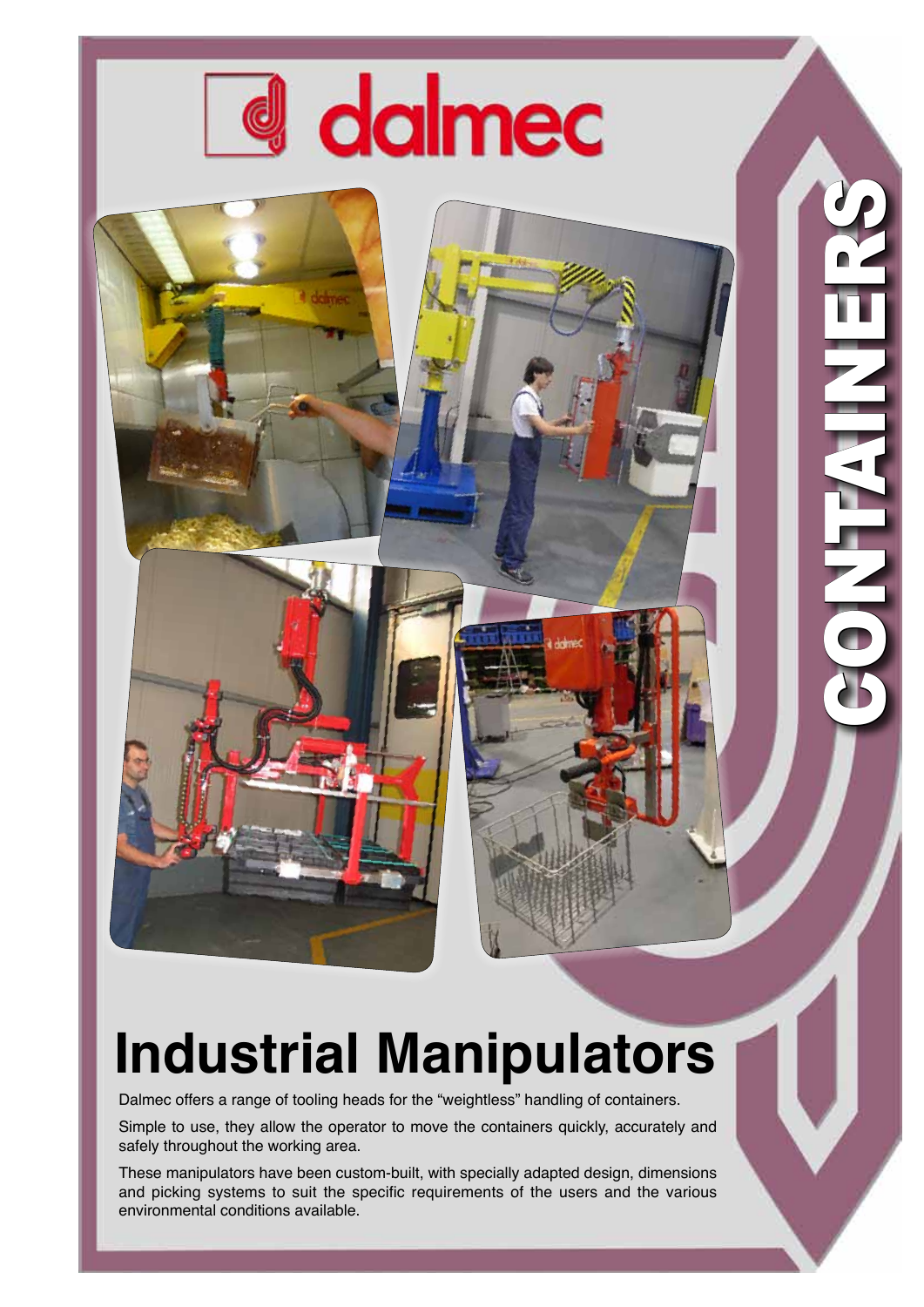dalmec

CONTAINERS

# Industrial Manipulators

Dalmec offers a range of tooling heads for the "weightless" handling of containers.

Simple to use, they allow the operator to move the containers quickly, accurately and safely throughout the working area.

These manipulators have been custom-built, with specially adapted design, dimensions and picking systems to suit the specific requirements of the users and the various environmental conditions available.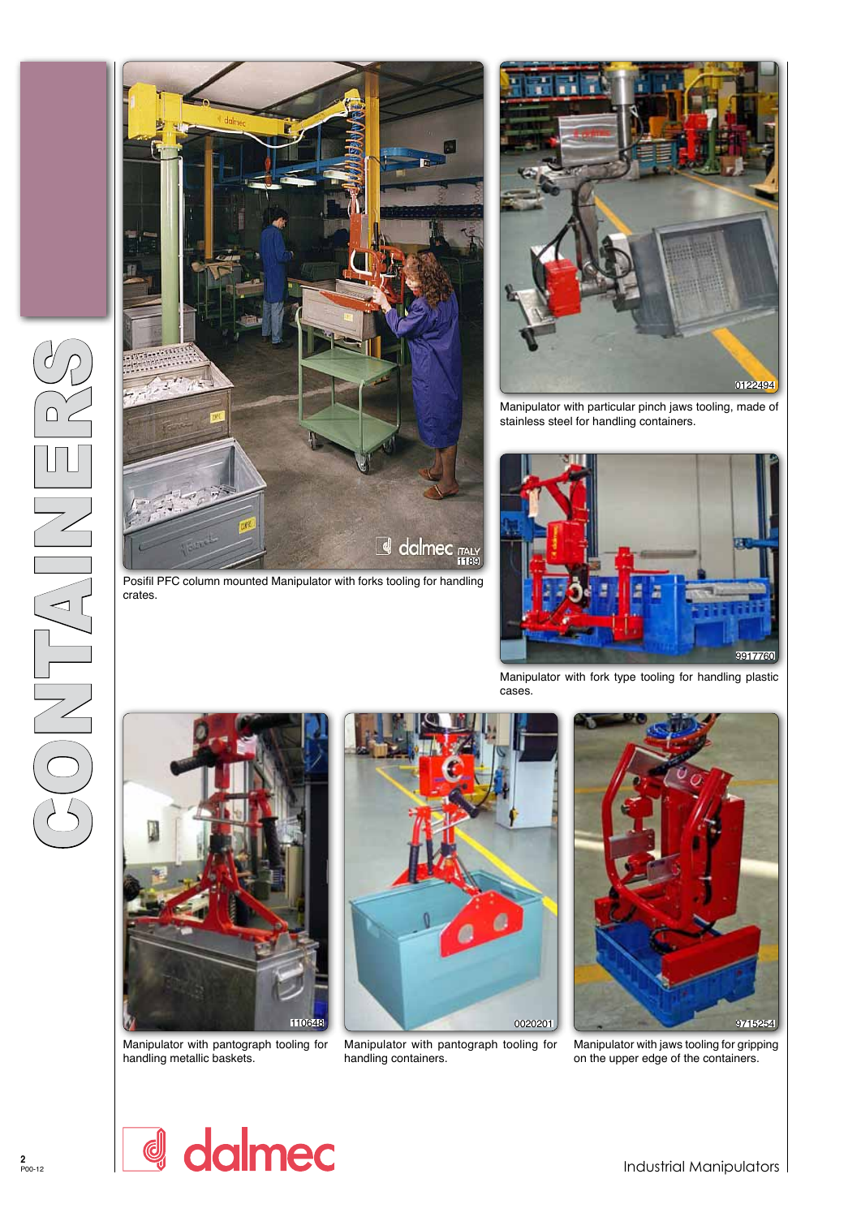# CONTAINERS

Posifil PFC column mounted Manipulator with forks tooling for handling crates.

Manipulator with particular pinch jaws tooling, made of stainless steel for handling containers.

Manipulator with fork type tooling for handling plastic cases.

Manipulator with pantograph tooling for handling metallic baskets.

Manipulator with pantograph tooling for handling containers.

Manipulator with jaws tooling for gripping on the upper edge of the containers.

dalmec

Industrial Manipulators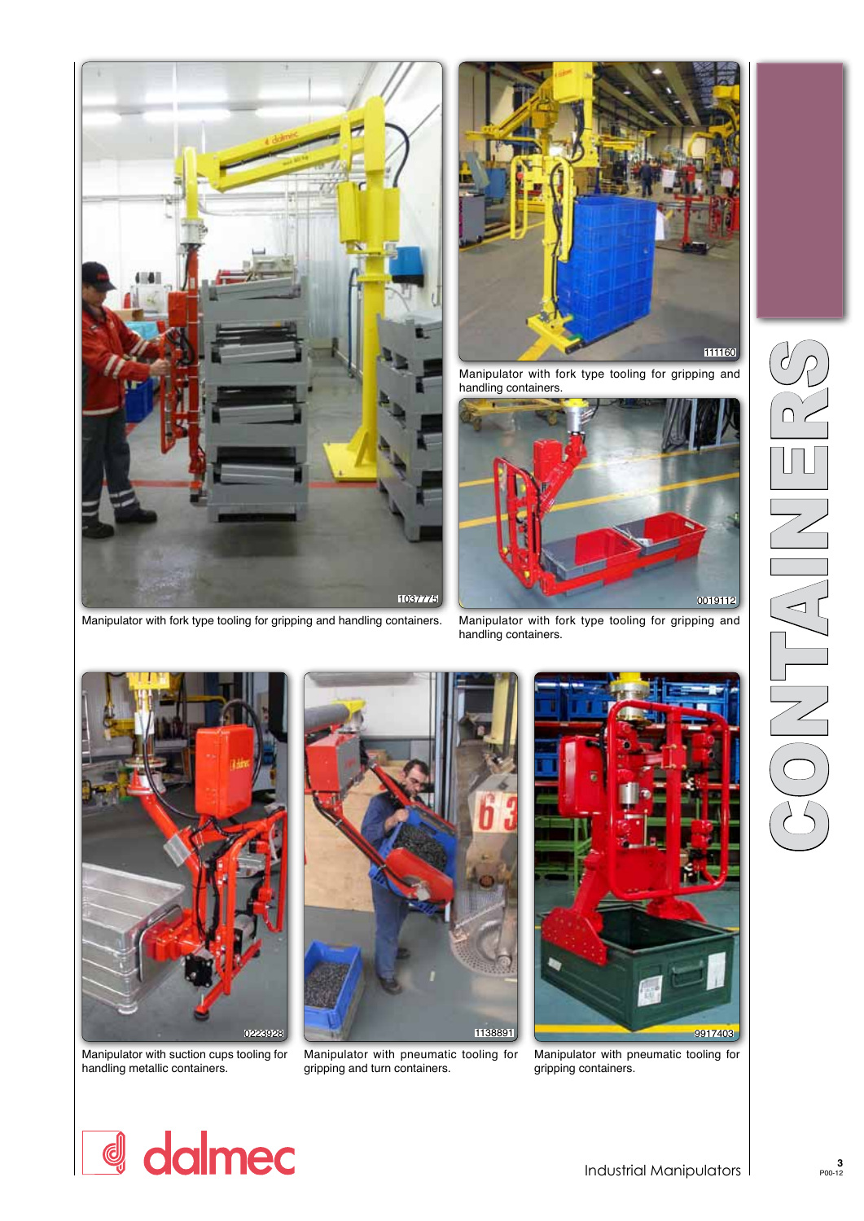# CONTAINERS

1037775

Manipulator with fork type tooling for gripping and handling containers.

111160

Manipulator with fork type tooling for gripping and handling containers.

0019112

Manipulator with fork type tooling for gripping and handling containers.

0223928

Manipulator with suction cups tooling for handling metallic containers.

1138891

Manipulator with pneumatic tooling for gripping and turn containers.

9917403

Manipulator with pneumatic tooling for gripping containers.

dalmec

Industrial Manipulators

P00-12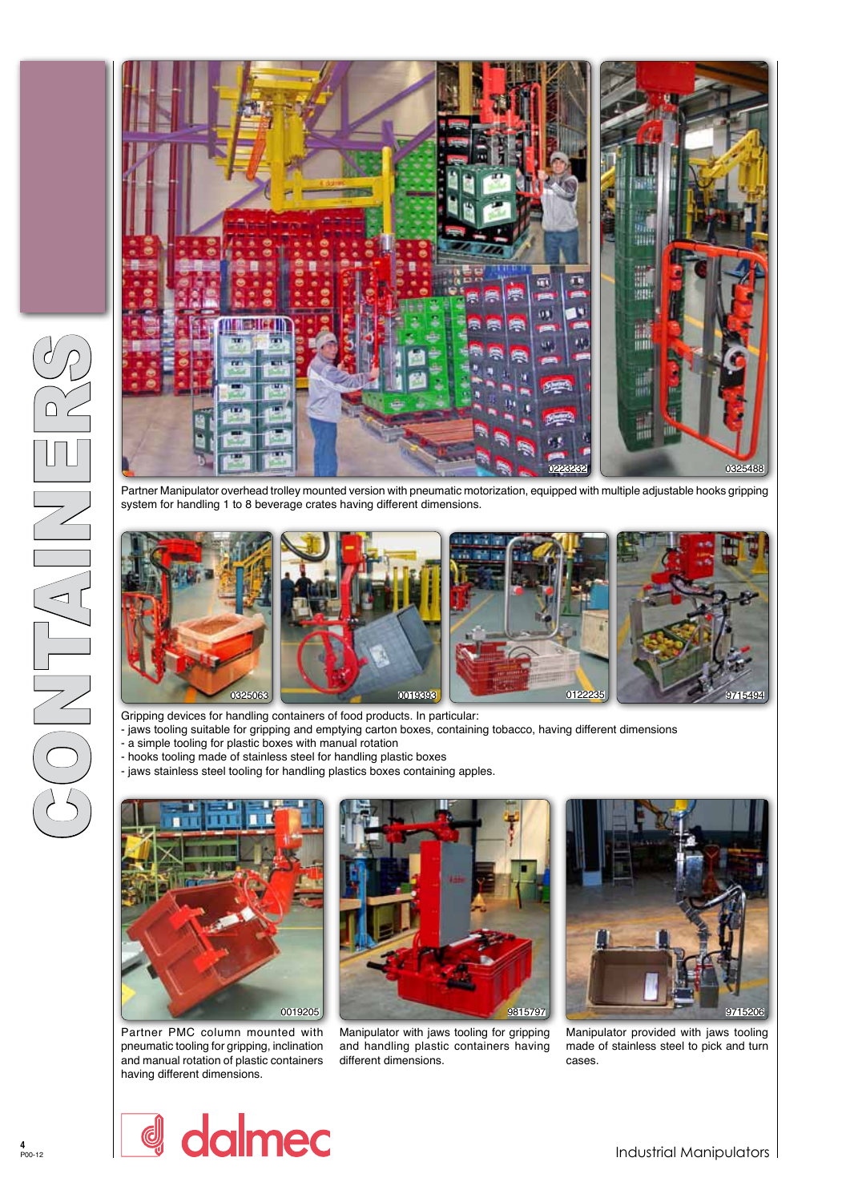# CONTAINERS

0223232

0325488

Partner Manipulator overhead trolley mounted version with pneumatic motorization, equipped with multiple adjustable hooks gripping system for handling 1 to 8 beverage crates having different dimensions.

0325063

0019393

0122235

9715494

Gripping devices for handling containers of food products. In particular:
- jaws tooling suitable for gripping and emptying carton boxes, containing tobacco, having different dimensions
- a simple tooling for plastic boxes with manual rotation
- hooks tooling made of stainless steel for handling plastic boxes
- jaws stainless steel tooling for handling plastics boxes containing apples.

0019205

Partner PMC column mounted with pneumatic tooling for gripping, inclination and manual rotation of plastic containers having different dimensions.

9815797

Manipulator with jaws tooling for gripping and handling plastic containers having different dimensions.

9715206

Manipulator provided with jaws tooling made of stainless steel to pick and turn cases.

dalmec

Industrial Manipulators